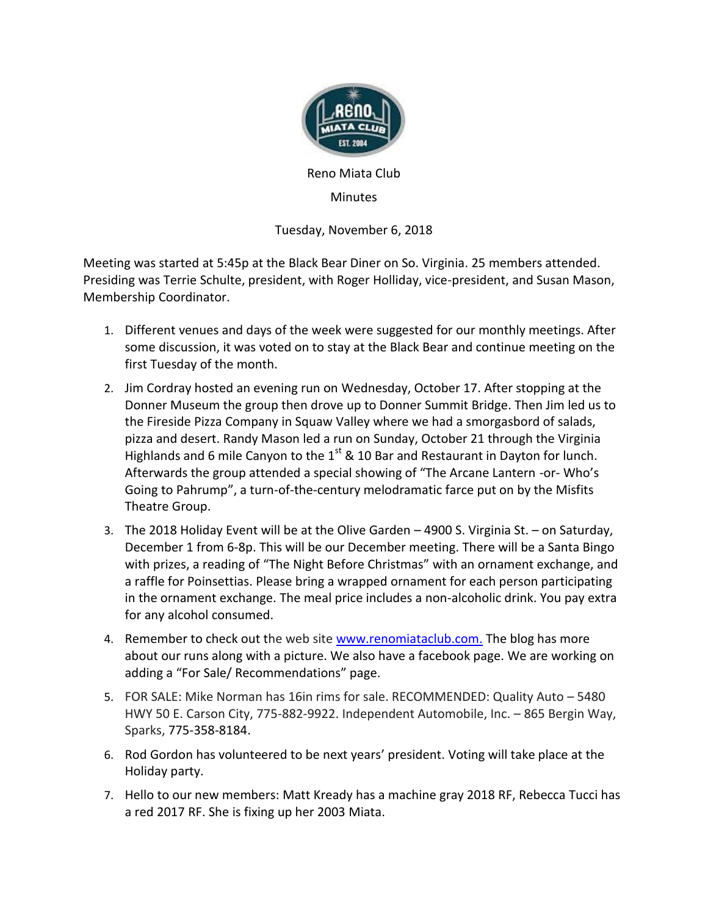Reno Miata Club

Minutes

Tuesday, November 6, 2018

Meeting was started at 5:45p at the Black Bear Diner on So. Virginia. 25 members attended. Presiding was Terrie Schulte, president, with Roger Holliday, vice-president, and Susan Mason, Membership Coordinator.

1. Different venues and days of the week were suggested for our monthly meetings. After some discussion, it was voted on to stay at the Black Bear and continue meeting on the first Tuesday of the month.
2. Jim Cordray hosted an evening run on Wednesday, October 17. After stopping at the Donner Museum the group then drove up to Donner Summit Bridge. Then Jim led us to the Fireside Pizza Company in Squaw Valley where we had a smorgasbord of salads, pizza and desert. Randy Mason led a run on Sunday, October 21 through the Virginia Highlands and 6 mile Canyon to the 1st & 10 Bar and Restaurant in Dayton for lunch. Afterwards the group attended a special showing of "The Arcane Lantern -or- Who's Going to Pahrump", a turn-of-the-century melodramatic farce put on by the Misfits Theatre Group.
3. The 2018 Holiday Event will be at the Olive Garden – 4900 S. Virginia St. – on Saturday, December 1 from 6-8p. This will be our December meeting. There will be a Santa Bingo with prizes, a reading of "The Night Before Christmas" with an ornament exchange, and a raffle for Poinsettias. Please bring a wrapped ornament for each person participating in the ornament exchange. The meal price includes a non-alcoholic drink. You pay extra for any alcohol consumed.
4. Remember to check out the web site www.renomiataclub.com. The blog has more about our runs along with a picture. We also have a facebook page. We are working on adding a "For Sale/ Recommendations" page.
5. FOR SALE: Mike Norman has 16in rims for sale. RECOMMENDED: Quality Auto – 5480 HWY 50 E. Carson City, 775-882-9922. Independent Automobile, Inc. – 865 Bergin Way, Sparks, 775-358-8184.
6. Rod Gordon has volunteered to be next years' president. Voting will take place at the Holiday party.
7. Hello to our new members: Matt Kready has a machine gray 2018 RF, Rebecca Tucci has a red 2017 RF. She is fixing up her 2003 Miata.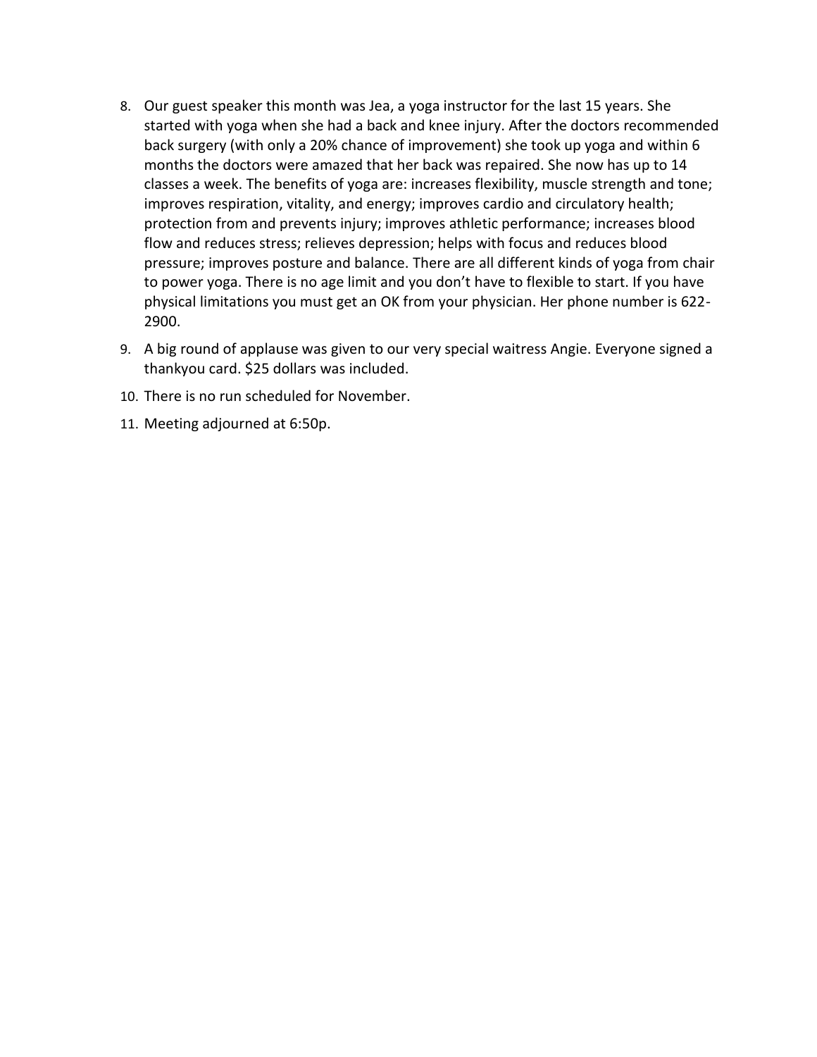8. Our guest speaker this month was Jea, a yoga instructor for the last 15 years. She started with yoga when she had a back and knee injury. After the doctors recommended back surgery (with only a 20% chance of improvement) she took up yoga and within 6 months the doctors were amazed that her back was repaired. She now has up to 14 classes a week. The benefits of yoga are: increases flexibility, muscle strength and tone; improves respiration, vitality, and energy; improves cardio and circulatory health; protection from and prevents injury; improves athletic performance; increases blood flow and reduces stress; relieves depression; helps with focus and reduces blood pressure; improves posture and balance. There are all different kinds of yoga from chair to power yoga. There is no age limit and you don't have to flexible to start. If you have physical limitations you must get an OK from your physician. Her phone number is 622-2900.
9. A big round of applause was given to our very special waitress Angie. Everyone signed a thankyou card. $25 dollars was included.
10. There is no run scheduled for November.
11. Meeting adjourned at 6:50p.